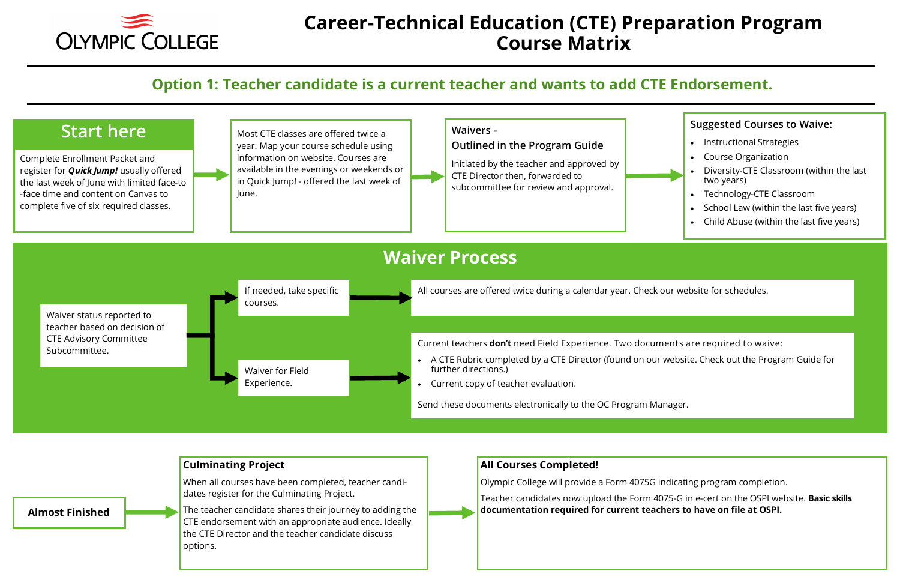# Career-Technical Education (CTE) Preparation Program Course Matrix

## Option 1: Teacher candidate is a current teacher and wants to add CTE Endorsement.

### Start here

Complete Enrollment Packet and register for ***Quick Jump!*** usually offered the last week of June with limited face-to-face time and content on Canvas to complete five of six required classes.

Most CTE classes are offered twice a year. Map your course schedule using information on website. Courses are available in the evenings or weekends or in Quick Jump! - offered the last week of June.

### Waivers - Outlined in the Program Guide

Initiated by the teacher and approved by CTE Director then, forwarded to subcommittee for review and approval.

### Suggested Courses to Waive:

- Instructional Strategies
- Course Organization
- Diversity-CTE Classroom (within the last two years)
- Technology-CTE Classroom
- School Law (within the last five years)
- Child Abuse (within the last five years)

## Waiver Process

Waiver status reported to teacher based on decision of CTE Advisory Committee Subcommittee.

- If needed, take specific courses.
  - All courses are offered twice during a calendar year. Check our website for schedules.
- Waiver for Field Experience.
  - Current teachers **don't** need Field Experience. Two documents are required to waive:
    - A CTE Rubric completed by a CTE Director (found on our website. Check out the Program Guide for further directions.)
    - Current copy of teacher evaluation.

    Send these documents electronically to the OC Program Manager.

### Almost Finished

### Culminating Project

When all courses have been completed, teacher candidates register for the Culminating Project.

The teacher candidate shares their journey to adding the CTE endorsement with an appropriate audience. Ideally the CTE Director and the teacher candidate discuss options.

### All Courses Completed!

Olympic College will provide a Form 4075G indicating program completion.

Teacher candidates now upload the Form 4075-G in e-cert on the OSPI website. **Basic skills documentation required for current teachers to have on file at OSPI.**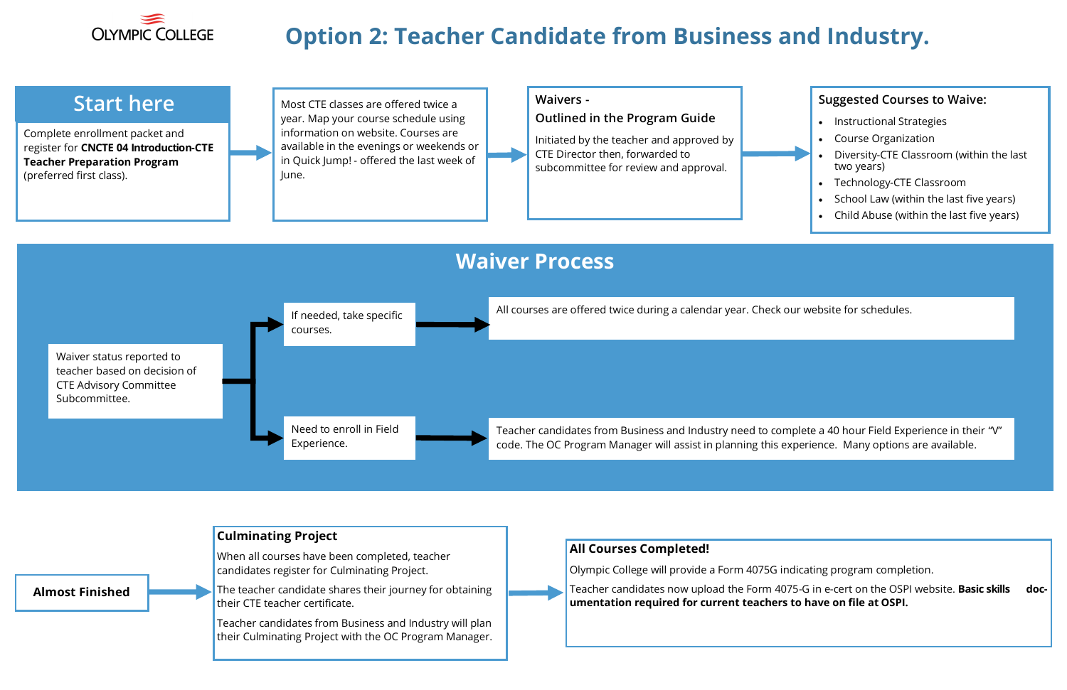# Option 2: Teacher Candidate from Business and Industry.

## Start here

Complete enrollment packet and register for **CNCTE 04 Introduction-CTE Teacher Preparation Program** (preferred first class).

Most CTE classes are offered twice a year. Map your course schedule using information on website. Courses are available in the evenings or weekends or in Quick Jump! - offered the last week of June.

### Waivers - Outlined in the Program Guide

Initiated by the teacher and approved by CTE Director then, forwarded to subcommittee for review and approval.

### Suggested Courses to Waive:

- Instructional Strategies
- Course Organization
- Diversity-CTE Classroom (within the last two years)
- Technology-CTE Classroom
- School Law (within the last five years)
- Child Abuse (within the last five years)

## Waiver Process

Waiver status reported to teacher based on decision of CTE Advisory Committee Subcommittee.

- If needed, take specific courses. → All courses are offered twice during a calendar year. Check our website for schedules.
- Need to enroll in Field Experience. → Teacher candidates from Business and Industry need to complete a 40 hour Field Experience in their “V” code. The OC Program Manager will assist in planning this experience. Many options are available.

**Almost Finished**

### Culminating Project

When all courses have been completed, teacher candidates register for Culminating Project.

The teacher candidate shares their journey for obtaining their CTE teacher certificate.

Teacher candidates from Business and Industry will plan their Culminating Project with the OC Program Manager.

### All Courses Completed!

Olympic College will provide a Form 4075G indicating program completion.

Teacher candidates now upload the Form 4075-G in e-cert on the OSPI website. **Basic skills documentation required for current teachers to have on file at OSPI.**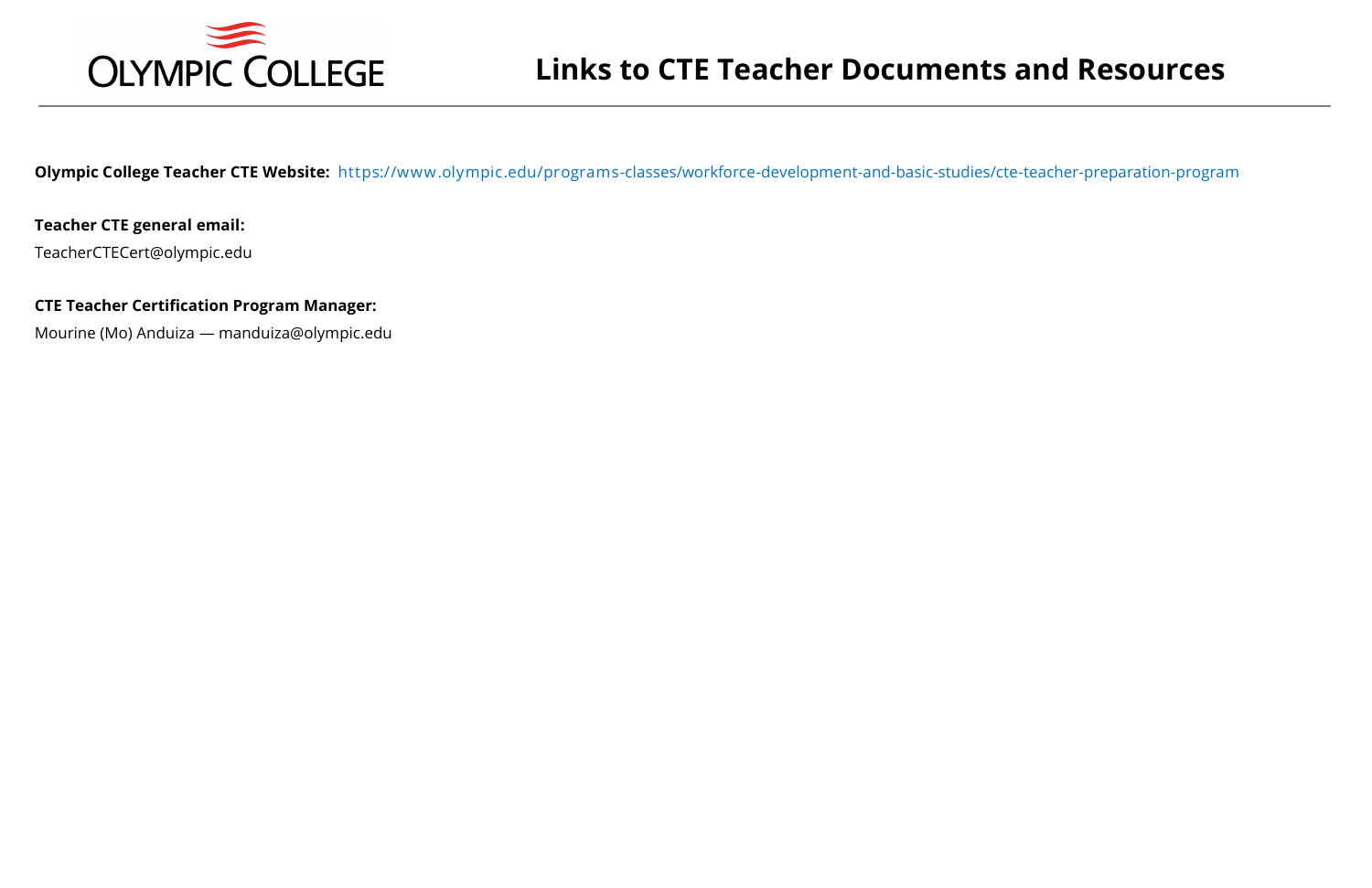# Links to CTE Teacher Documents and Resources

**Olympic College Teacher CTE Website:** https://www.olympic.edu/programs-classes/workforce-development-and-basic-studies/cte-teacher-preparation-program

**Teacher CTE general email:**
TeacherCTECert@olympic.edu

**CTE Teacher Certification Program Manager:**
Mourine (Mo) Anduiza — manduiza@olympic.edu